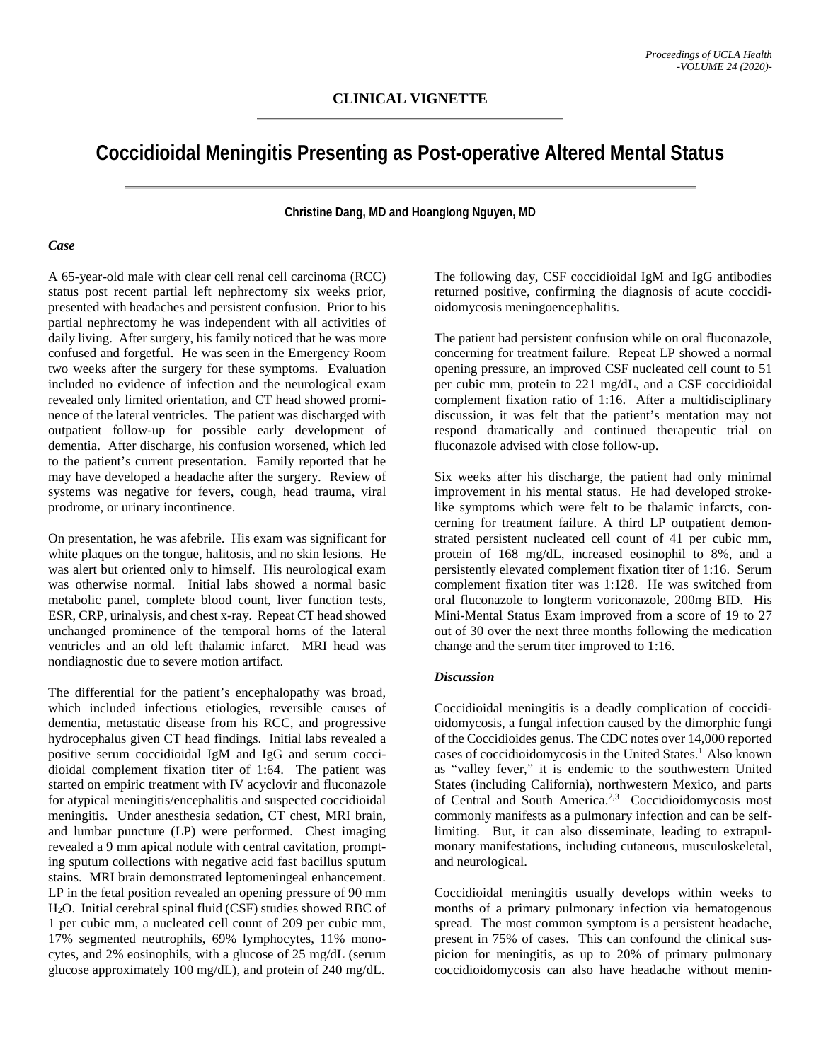## CLINICAL VIGNETTE

# Coccidioidal Meningitis Presenting as Post-operative Altered Mental Status

**Christine Dang, MD and Hoanglong Nguyen, MD**

### *Case*

A 65-year-old male with clear cell renal cell carcinoma (RCC) status post recent partial left nephrectomy six weeks prior, presented with headaches and persistent confusion. Prior to his partial nephrectomy he was independent with all activities of daily living. After surgery, his family noticed that he was more confused and forgetful. He was seen in the Emergency Room two weeks after the surgery for these symptoms. Evaluation included no evidence of infection and the neurological exam revealed only limited orientation, and CT head showed prominence of the lateral ventricles. The patient was discharged with outpatient follow-up for possible early development of dementia. After discharge, his confusion worsened, which led to the patient's current presentation. Family reported that he may have developed a headache after the surgery. Review of systems was negative for fevers, cough, head trauma, viral prodrome, or urinary incontinence.

On presentation, he was afebrile. His exam was significant for white plaques on the tongue, halitosis, and no skin lesions. He was alert but oriented only to himself. His neurological exam was otherwise normal. Initial labs showed a normal basic metabolic panel, complete blood count, liver function tests, ESR, CRP, urinalysis, and chest x-ray. Repeat CT head showed unchanged prominence of the temporal horns of the lateral ventricles and an old left thalamic infarct. MRI head was nondiagnostic due to severe motion artifact.

The differential for the patient's encephalopathy was broad, which included infectious etiologies, reversible causes of dementia, metastatic disease from his RCC, and progressive hydrocephalus given CT head findings. Initial labs revealed a positive serum coccidioidal IgM and IgG and serum coccidioidal complement fixation titer of 1:64. The patient was started on empiric treatment with IV acyclovir and fluconazole for atypical meningitis/encephalitis and suspected coccidioidal meningitis. Under anesthesia sedation, CT chest, MRI brain, and lumbar puncture (LP) were performed. Chest imaging revealed a 9 mm apical nodule with central cavitation, prompting sputum collections with negative acid fast bacillus sputum stains. MRI brain demonstrated leptomeningeal enhancement. LP in the fetal position revealed an opening pressure of 90 mm $H_2O$. Initial cerebral spinal fluid (CSF) studies showed RBC of 1 per cubic mm, a nucleated cell count of 209 per cubic mm, 17% segmented neutrophils, 69% lymphocytes, 11% monocytes, and 2% eosinophils, with a glucose of 25 mg/dL (serum glucose approximately 100 mg/dL), and protein of 240 mg/dL.

The following day, CSF coccidioidal IgM and IgG antibodies returned positive, confirming the diagnosis of acute coccidioidomycosis meningoencephalitis.

The patient had persistent confusion while on oral fluconazole, concerning for treatment failure. Repeat LP showed a normal opening pressure, an improved CSF nucleated cell count to 51 per cubic mm, protein to 221 mg/dL, and a CSF coccidioidal complement fixation ratio of 1:16. After a multidisciplinary discussion, it was felt that the patient's mentation may not respond dramatically and continued therapeutic trial on fluconazole advised with close follow-up.

Six weeks after his discharge, the patient had only minimal improvement in his mental status. He had developed stroke-like symptoms which were felt to be thalamic infarcts, concerning for treatment failure. A third LP outpatient demonstrated persistent nucleated cell count of 41 per cubic mm, protein of 168 mg/dL, increased eosinophil to 8%, and a persistently elevated complement fixation titer of 1:16. Serum complement fixation titer was 1:128. He was switched from oral fluconazole to longterm voriconazole, 200mg BID. His Mini-Mental Status Exam improved from a score of 19 to 27 out of 30 over the next three months following the medication change and the serum titer improved to 1:16.

### *Discussion*

Coccidioidal meningitis is a deadly complication of coccidioidomycosis, a fungal infection caused by the dimorphic fungi of the Coccidioides genus. The CDC notes over 14,000 reported cases of coccidioidomycosis in the United States.[1] Also known as "valley fever," it is endemic to the southwestern United States (including California), northwestern Mexico, and parts of Central and South America.[2,3] Coccidioidomycosis most commonly manifests as a pulmonary infection and can be self-limiting. But, it can also disseminate, leading to extrapulmonary manifestations, including cutaneous, musculoskeletal, and neurological.

Coccidioidal meningitis usually develops within weeks to months of a primary pulmonary infection via hematogenous spread. The most common symptom is a persistent headache, present in 75% of cases. This can confound the clinical suspicion for meningitis, as up to 20% of primary pulmonary coccidioidomycosis can also have headache without menin-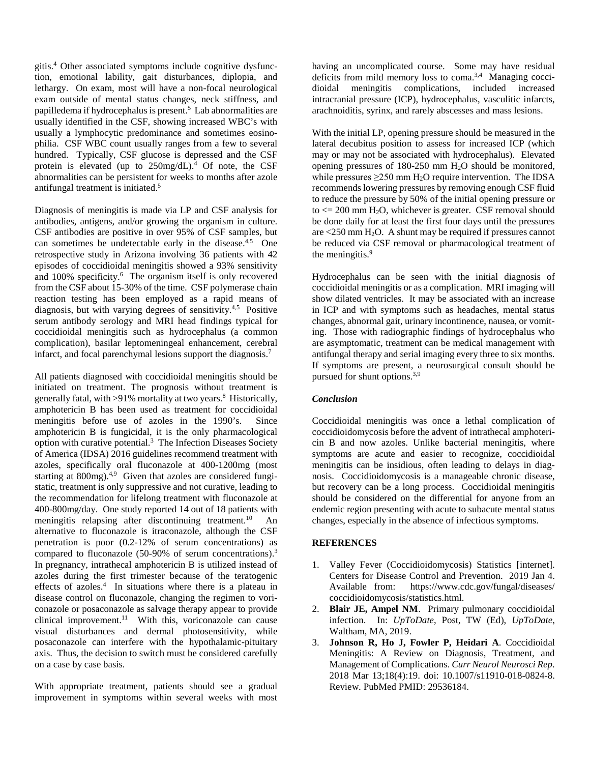gitis.[4] Other associated symptoms include cognitive dysfunction, emotional lability, gait disturbances, diplopia, and lethargy. On exam, most will have a non-focal neurological exam outside of mental status changes, neck stiffness, and papilledema if hydrocephalus is present.[5] Lab abnormalities are usually identified in the CSF, showing increased WBC's with usually a lymphocytic predominance and sometimes eosinophilia. CSF WBC count usually ranges from a few to several hundred. Typically, CSF glucose is depressed and the CSF protein is elevated (up to 250mg/dL).[4] Of note, the CSF abnormalities can be persistent for weeks to months after azole antifungal treatment is initiated.[5]

Diagnosis of meningitis is made via LP and CSF analysis for antibodies, antigens, and/or growing the organism in culture. CSF antibodies are positive in over 95% of CSF samples, but can sometimes be undetectable early in the disease.[4,5] One retrospective study in Arizona involving 36 patients with 42 episodes of coccidioidal meningitis showed a 93% sensitivity and 100% specificity.[6] The organism itself is only recovered from the CSF about 15-30% of the time. CSF polymerase chain reaction testing has been employed as a rapid means of diagnosis, but with varying degrees of sensitivity.[4,5] Positive serum antibody serology and MRI head findings typical for coccidioidal meningitis such as hydrocephalus (a common complication), basilar leptomeningeal enhancement, cerebral infarct, and focal parenchymal lesions support the diagnosis.[7]

All patients diagnosed with coccidioidal meningitis should be initiated on treatment. The prognosis without treatment is generally fatal, with >91% mortality at two years.[8] Historically, amphotericin B has been used as treatment for coccidioidal meningitis before use of azoles in the 1990's. Since amphotericin B is fungicidal, it is the only pharmacological option with curative potential.[3] The Infection Diseases Society of America (IDSA) 2016 guidelines recommend treatment with azoles, specifically oral fluconazole at 400-1200mg (most starting at 800mg).[4,9] Given that azoles are considered fungistatic, treatment is only suppressive and not curative, leading to the recommendation for lifelong treatment with fluconazole at 400-800mg/day. One study reported 14 out of 18 patients with meningitis relapsing after discontinuing treatment.[10] An alternative to fluconazole is itraconazole, although the CSF penetration is poor (0.2-12% of serum concentrations) as compared to fluconazole (50-90% of serum concentrations).[3] In pregnancy, intrathecal amphotericin B is utilized instead of azoles during the first trimester because of the teratogenic effects of azoles.[4] In situations where there is a plateau in disease control on fluconazole, changing the regimen to voriconazole or posaconazole as salvage therapy appear to provide clinical improvement.[11] With this, voriconazole can cause visual disturbances and dermal photosensitivity, while posaconazole can interfere with the hypothalamic-pituitary axis. Thus, the decision to switch must be considered carefully on a case by case basis.

With appropriate treatment, patients should see a gradual improvement in symptoms within several weeks with most having an uncomplicated course. Some may have residual deficits from mild memory loss to coma.[3,4] Managing coccidioidal meningitis complications, included increased intracranial pressure (ICP), hydrocephalus, vasculitic infarcts, arachnoiditis, syrinx, and rarely abscesses and mass lesions.

With the initial LP, opening pressure should be measured in the lateral decubitus position to assess for increased ICP (which may or may not be associated with hydrocephalus). Elevated opening pressures of 180-250 mm $H_2O$ should be monitored, while pressures $\geq$250 mm $H_2O$ require intervention. The IDSA recommends lowering pressures by removing enough CSF fluid to reduce the pressure by 50% of the initial opening pressure or to $\leq$ 200 mm $H_2O$, whichever is greater. CSF removal should be done daily for at least the first four days until the pressures are <250 mm $H_2O$. A shunt may be required if pressures cannot be reduced via CSF removal or pharmacological treatment of the meningitis.[9]

Hydrocephalus can be seen with the initial diagnosis of coccidioidal meningitis or as a complication. MRI imaging will show dilated ventricles. It may be associated with an increase in ICP and with symptoms such as headaches, mental status changes, abnormal gait, urinary incontinence, nausea, or vomiting. Those with radiographic findings of hydrocephalus who are asymptomatic, treatment can be medical management with antifungal therapy and serial imaging every three to six months. If symptoms are present, a neurosurgical consult should be pursued for shunt options.[3,9]

### *Conclusion*

Coccidioidal meningitis was once a lethal complication of coccidioidomycosis before the advent of intrathecal amphotericin B and now azoles. Unlike bacterial meningitis, where symptoms are acute and easier to recognize, coccidioidal meningitis can be insidious, often leading to delays in diagnosis. Coccidioidomycosis is a manageable chronic disease, but recovery can be a long process. Coccidioidal meningitis should be considered on the differential for anyone from an endemic region presenting with acute to subacute mental status changes, especially in the absence of infectious symptoms.

## REFERENCES

1. Valley Fever (Coccidioidomycosis) Statistics [internet]. Centers for Disease Control and Prevention. 2019 Jan 4. Available from: https://www.cdc.gov/fungal/diseases/coccidioidomycosis/statistics.html.
2. **Blair JE, Ampel NM**. Primary pulmonary coccidioidal infection. In: *UpToDate*, Post, TW (Ed), *UpToDate*, Waltham, MA, 2019.
3. **Johnson R, Ho J, Fowler P, Heidari A**. Coccidioidal Meningitis: A Review on Diagnosis, Treatment, and Management of Complications. *Curr Neurol Neurosci Rep*. 2018 Mar 13;18(4):19. doi: 10.1007/s11910-018-0824-8. Review. PubMed PMID: 29536184.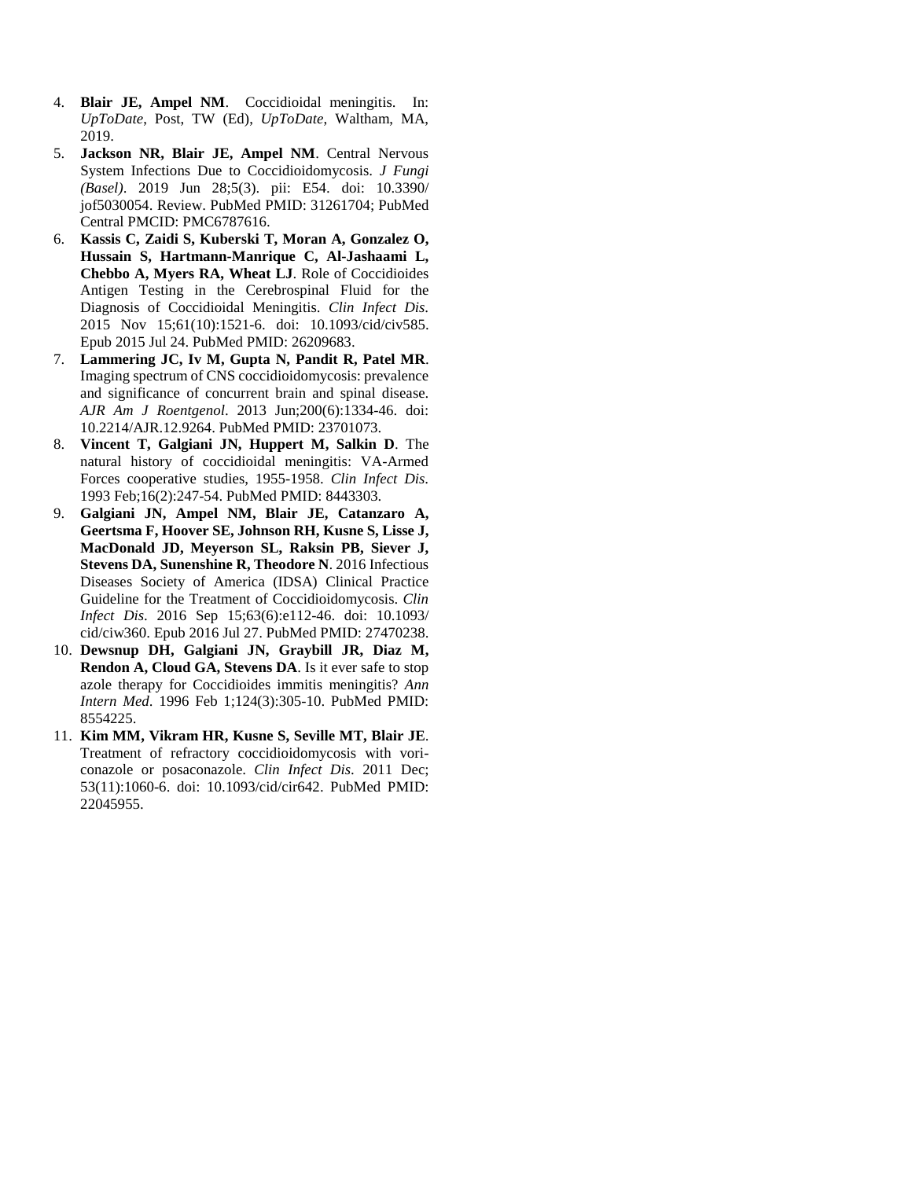4. **Blair JE, Ampel NM**. Coccidioidal meningitis. In: *UpToDate*, Post, TW (Ed), *UpToDate*, Waltham, MA, 2019.
5. **Jackson NR, Blair JE, Ampel NM**. Central Nervous System Infections Due to Coccidioidomycosis. *J Fungi (Basel)*. 2019 Jun 28;5(3). pii: E54. doi: 10.3390/jof5030054. Review. PubMed PMID: 31261704; PubMed Central PMCID: PMC6787616.
6. **Kassis C, Zaidi S, Kuberski T, Moran A, Gonzalez O, Hussain S, Hartmann-Manrique C, Al-Jashaami L, Chebbo A, Myers RA, Wheat LJ**. Role of Coccidioides Antigen Testing in the Cerebrospinal Fluid for the Diagnosis of Coccidioidal Meningitis. *Clin Infect Dis*. 2015 Nov 15;61(10):1521-6. doi: 10.1093/cid/civ585. Epub 2015 Jul 24. PubMed PMID: 26209683.
7. **Lammering JC, Iv M, Gupta N, Pandit R, Patel MR**. Imaging spectrum of CNS coccidioidomycosis: prevalence and significance of concurrent brain and spinal disease. *AJR Am J Roentgenol*. 2013 Jun;200(6):1334-46. doi: 10.2214/AJR.12.9264. PubMed PMID: 23701073.
8. **Vincent T, Galgiani JN, Huppert M, Salkin D**. The natural history of coccidioidal meningitis: VA-Armed Forces cooperative studies, 1955-1958. *Clin Infect Dis*. 1993 Feb;16(2):247-54. PubMed PMID: 8443303.
9. **Galgiani JN, Ampel NM, Blair JE, Catanzaro A, Geertsma F, Hoover SE, Johnson RH, Kusne S, Lisse J, MacDonald JD, Meyerson SL, Raksin PB, Siever J, Stevens DA, Sunenshine R, Theodore N**. 2016 Infectious Diseases Society of America (IDSA) Clinical Practice Guideline for the Treatment of Coccidioidomycosis. *Clin Infect Dis*. 2016 Sep 15;63(6):e112-46. doi: 10.1093/cid/ciw360. Epub 2016 Jul 27. PubMed PMID: 27470238.
10. **Dewsnup DH, Galgiani JN, Graybill JR, Diaz M, Rendon A, Cloud GA, Stevens DA**. Is it ever safe to stop azole therapy for Coccidioides immitis meningitis? *Ann Intern Med*. 1996 Feb 1;124(3):305-10. PubMed PMID: 8554225.
11. **Kim MM, Vikram HR, Kusne S, Seville MT, Blair JE**. Treatment of refractory coccidioidomycosis with voriconazole or posaconazole. *Clin Infect Dis*. 2011 Dec; 53(11):1060-6. doi: 10.1093/cid/cir642. PubMed PMID: 22045955.